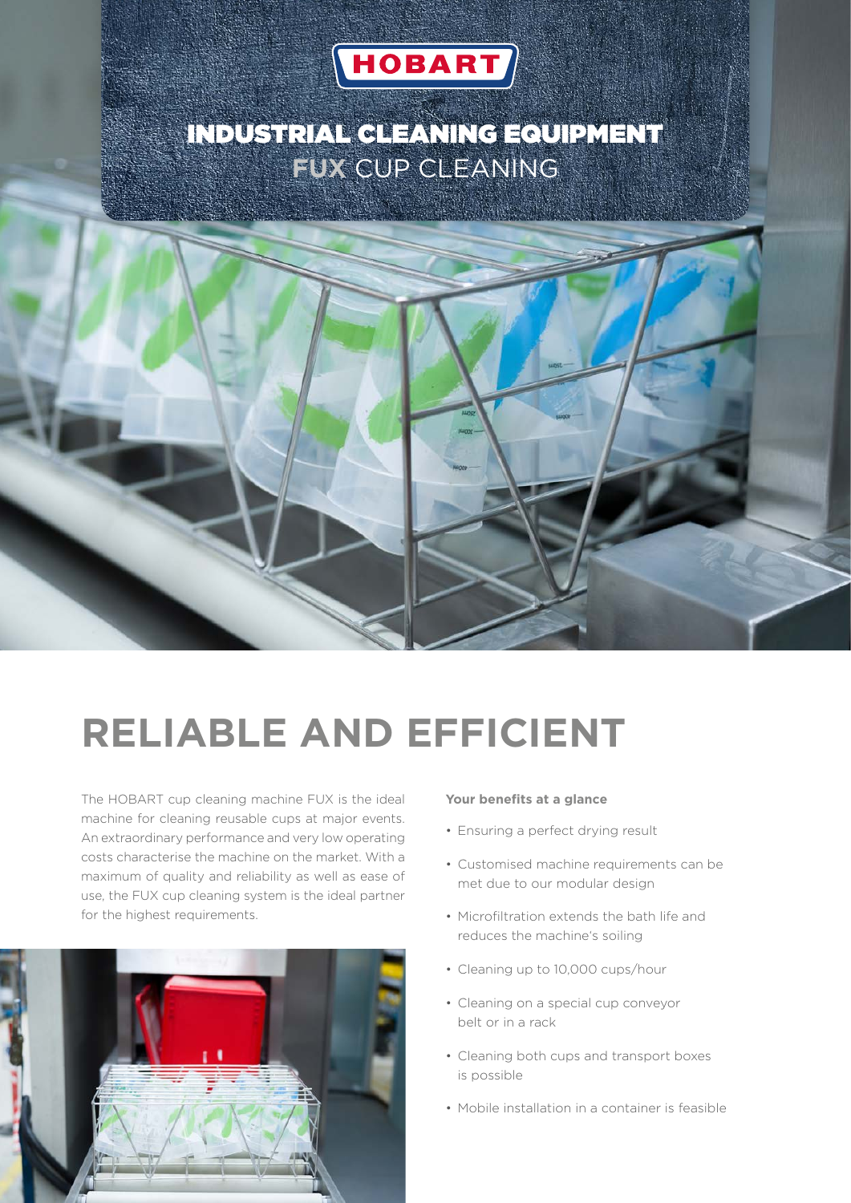HOBART

# INDUSTRIAL CLEANING EQUIPMENT

## FUX CUP CLEANING

# RELIABLE AND EFFICIENT

The HOBART cup cleaning machine FUX is the ideal machine for cleaning reusable cups at major events. An extraordinary performance and very low operating costs characterise the machine on the market. With a maximum of quality and reliability as well as ease of use, the FUX cup cleaning system is the ideal partner for the highest requirements.

**Your benefits at a glance**

- Ensuring a perfect drying result
- Customised machine requirements can be met due to our modular design
- Microfiltration extends the bath life and reduces the machine's soiling
- Cleaning up to 10,000 cups/hour
- Cleaning on a special cup conveyor belt or in a rack
- Cleaning both cups and transport boxes is possible
- Mobile installation in a container is feasible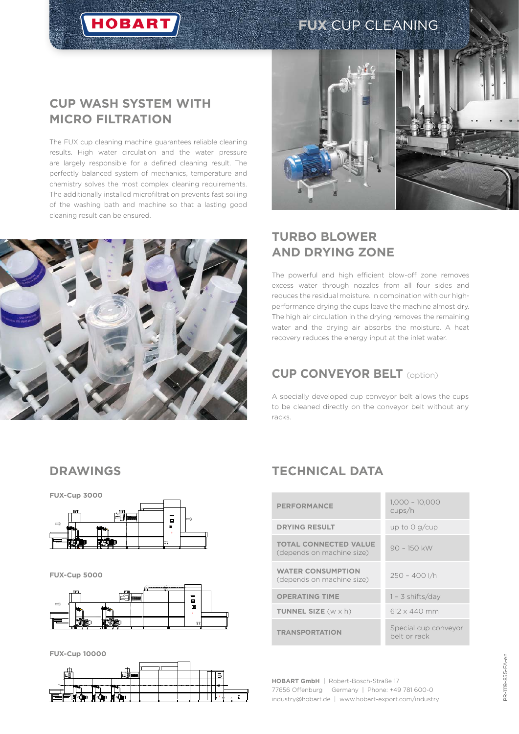HOBART

FUX CUP CLEANING

## CUP WASH SYSTEM WITH MICRO FILTRATION

The FUX cup cleaning machine guarantees reliable cleaning results. High water circulation and the water pressure are largely responsible for a defined cleaning result. The perfectly balanced system of mechanics, temperature and chemistry solves the most complex cleaning requirements. The additionally installed microfiltration prevents fast soiling of the washing bath and machine so that a lasting good cleaning result can be ensured.

## TURBO BLOWER AND DRYING ZONE

The powerful and high efficient blow-off zone removes excess water through nozzles from all four sides and reduces the residual moisture. In combination with our high-performance drying the cups leave the machine almost dry. The high air circulation in the drying removes the remaining water and the drying air absorbs the moisture. A heat recovery reduces the energy input at the inlet water.

## CUP CONVEYOR BELT (option)

A specially developed cup conveyor belt allows the cups to be cleaned directly on the conveyor belt without any racks.

## DRAWINGS

**FUX-Cup 3000**

**FUX-Cup 5000**

**FUX-Cup 10000**

## TECHNICAL DATA

| | |
|---|---|
| PERFORMANCE | 1,000 – 10,000 cups/h |
| DRYING RESULT | up to 0 g/cup |
| TOTAL CONNECTED VALUE (depends on machine size) | 90 – 150 kW |
| WATER CONSUMPTION (depends on machine size) | 250 – 400 l/h |
| OPERATING TIME | 1 – 3 shifts/day |
| TUNNEL SIZE (w x h) | 612 x 440 mm |
| TRANSPORTATION | Special cup conveyor belt or rack |

**HOBART GmbH** | Robert-Bosch-Straße 17
77656 Offenburg | Germany | Phone: +49 781 600-0
industry@hobart.de | www.hobart-export.com/industry

PR-1119-855-FA-en